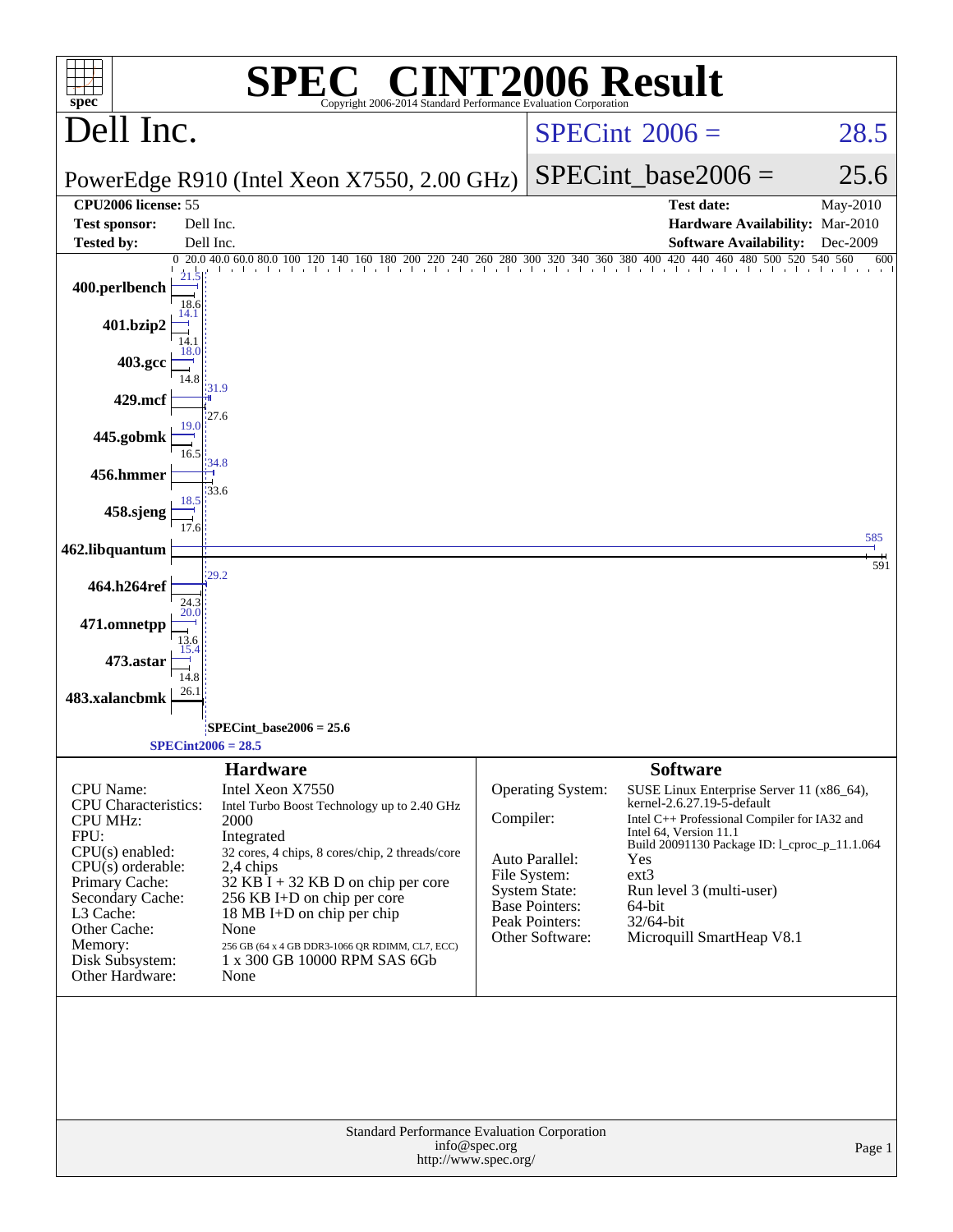# SPEC CINT2006 Result

Copyright 2006-2014 Standard Performance Evaluation Corporation

## Dell Inc.

PowerEdge R910 (Intel Xeon X7550, 2.00 GHz)

SPECint 2006 = 28.5

SPECint_base2006 = 25.6

| | | | |
|---|---|---|---|
| **CPU2006 license:** 55 | | **Test date:** | May-2010 |
| **Test sponsor:** | Dell Inc. | **Hardware Availability:** | Mar-2010 |
| **Tested by:** | Dell Inc. | **Software Availability:** | Dec-2009 |

| Benchmark | Peak | Base |
|---|---|---|
| 400.perlbench | 21.5 | 18.6 |
| 401.bzip2 | 14.1 | 14.1 |
| 403.gcc | 18.0 | 14.8 |
| 429.mcf | 31.9 | 27.6 |
| 445.gobmk | 19.0 | 16.5 |
| 456.hmmer | 34.8 | 33.6 |
| 458.sjeng | 18.5 | 17.6 |
| 462.libquantum | 585 | 591 |
| 464.h264ref | 29.2 | 24.3 |
| 471.omnetpp | 20.0 | 13.6 |
| 473.astar | 15.4 | 14.8 |
| 483.xalancbmk | 26.1 | |

SPECint_base2006 = 25.6

SPECint2006 = 28.5

### Hardware

| | |
|---|---|
| CPU Name: | Intel Xeon X7550 |
| CPU Characteristics: | Intel Turbo Boost Technology up to 2.40 GHz |
| CPU MHz: | 2000 |
| FPU: | Integrated |
| CPU(s) enabled: | 32 cores, 4 chips, 8 cores/chip, 2 threads/core |
| CPU(s) orderable: | 2,4 chips |
| Primary Cache: | 32 KB I + 32 KB D on chip per core |
| Secondary Cache: | 256 KB I+D on chip per core |
| L3 Cache: | 18 MB I+D on chip per chip |
| Other Cache: | None |
| Memory: | 256 GB (64 x 4 GB DDR3-1066 QR RDIMM, CL7, ECC) |
| Disk Subsystem: | 1 x 300 GB 10000 RPM SAS 6Gb |
| Other Hardware: | None |

### Software

| | |
|---|---|
| Operating System: | SUSE Linux Enterprise Server 11 (x86_64), kernel-2.6.27.19-5-default |
| Compiler: | Intel C++ Professional Compiler for IA32 and Intel 64, Version 11.1 Build 20091130 Package ID: l_cproc_p_11.1.064 |
| Auto Parallel: | Yes |
| File System: | ext3 |
| System State: | Run level 3 (multi-user) |
| Base Pointers: | 64-bit |
| Peak Pointers: | 32/64-bit |
| Other Software: | Microquill SmartHeap V8.1 |

Standard Performance Evaluation Corporation
info@spec.org
http://www.spec.org/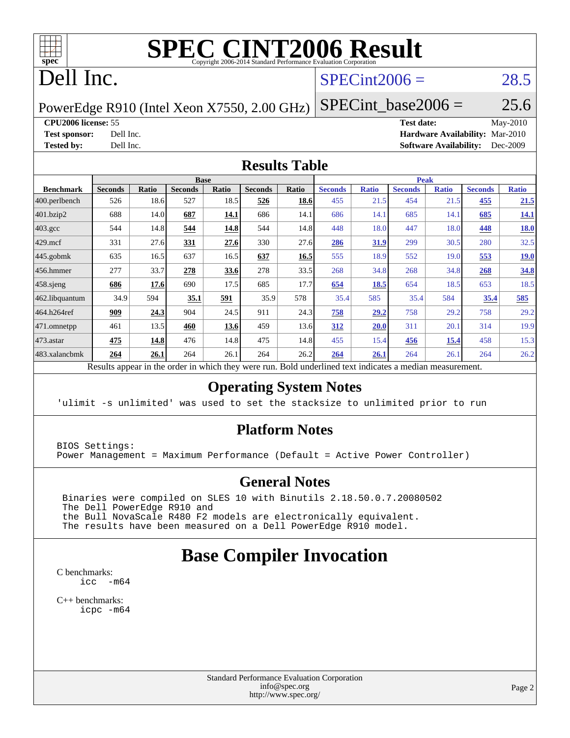# SPEC CINT2006 Result

Copyright 2006-2014 Standard Performance Evaluation Corporation

# Dell Inc.

PowerEdge R910 (Intel Xeon X7550, 2.00 GHz)

SPECint2006 = 28.5

SPECint_base2006 = 25.6

**CPU2006 license:** 55
**Test sponsor:** Dell Inc.
**Tested by:** Dell Inc.

**Test date:** May-2010
**Hardware Availability:** Mar-2010
**Software Availability:** Dec-2009

## Results Table

| Benchmark | Base | | | | | | Peak | | | | | |
|---|---|---|---|---|---|---|---|---|---|---|---|---|
| | Seconds | Ratio | Seconds | Ratio | Seconds | Ratio | Seconds | Ratio | Seconds | Ratio | Seconds | Ratio |
| 400.perlbench | 526 | 18.6 | 527 | 18.5 | **526** | **18.6** | 455 | 21.5 | 454 | 21.5 | **455** | **21.5** |
| 401.bzip2 | 688 | 14.0 | **687** | **14.1** | 686 | 14.1 | 686 | 14.1 | 685 | 14.1 | **685** | **14.1** |
| 403.gcc | 544 | 14.8 | **544** | **14.8** | 544 | 14.8 | 448 | 18.0 | 447 | 18.0 | **448** | **18.0** |
| 429.mcf | 331 | 27.6 | **331** | **27.6** | 330 | 27.6 | **286** | **31.9** | 299 | 30.5 | 280 | 32.5 |
| 445.gobmk | 635 | 16.5 | 637 | 16.5 | **637** | **16.5** | 555 | 18.9 | 552 | 19.0 | **553** | **19.0** |
| 456.hmmer | 277 | 33.7 | **278** | **33.6** | 278 | 33.5 | 268 | 34.8 | 268 | 34.8 | **268** | **34.8** |
| 458.sjeng | **686** | **17.6** | 690 | 17.5 | 685 | 17.7 | **654** | **18.5** | 654 | 18.5 | 653 | 18.5 |
| 462.libquantum | 34.9 | 594 | **35.1** | **591** | 35.9 | 578 | 35.4 | 585 | 35.4 | 584 | **35.4** | **585** |
| 464.h264ref | **909** | **24.3** | 904 | 24.5 | 911 | 24.3 | **758** | **29.2** | 758 | 29.2 | 758 | 29.2 |
| 471.omnetpp | 461 | 13.5 | **460** | **13.6** | 459 | 13.6 | **312** | **20.0** | 311 | 20.1 | 314 | 19.9 |
| 473.astar | **475** | **14.8** | 476 | 14.8 | 475 | 14.8 | 455 | 15.4 | **456** | **15.4** | 458 | 15.3 |
| 483.xalancbmk | **264** | **26.1** | 264 | 26.1 | 264 | 26.2 | **264** | **26.1** | 264 | 26.1 | 264 | 26.2 |

Results appear in the order in which they were run. Bold underlined text indicates a median measurement.

## Operating System Notes

```
'ulimit -s unlimited' was used to set the stacksize to unlimited prior to run
```

## Platform Notes

```
BIOS Settings:
Power Management = Maximum Performance (Default = Active Power Controller)
```

## General Notes

```
Binaries were compiled on SLES 10 with Binutils 2.18.50.0.7.20080502
The Dell PowerEdge R910 and
the Bull NovaScale R480 F2 models are electronically equivalent.
The results have been measured on a Dell PowerEdge R910 model.
```

# Base Compiler Invocation

C benchmarks:
```
icc  -m64
```

C++ benchmarks:
```
icpc -m64
```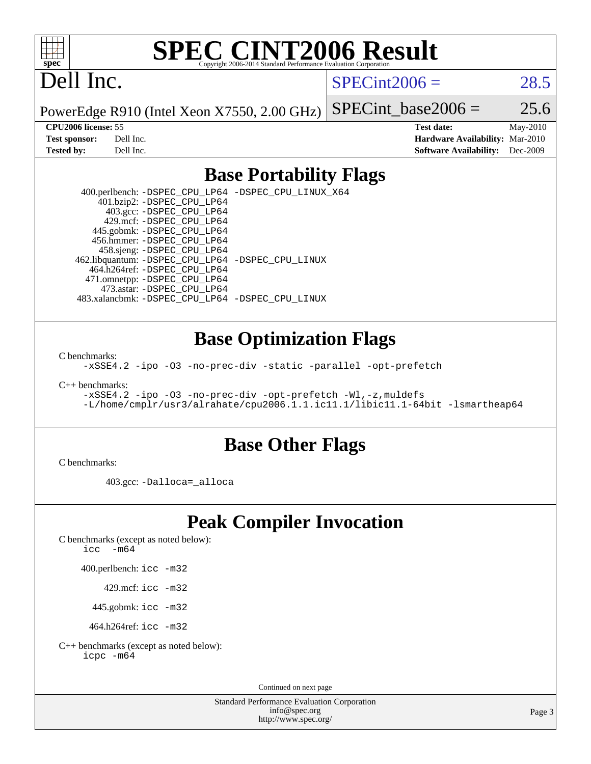# SPEC CINT2006 Result

Copyright 2006-2014 Standard Performance Evaluation Corporation

## Dell Inc.

PowerEdge R910 (Intel Xeon X7550, 2.00 GHz)

SPECint2006 = 28.5

SPECint_base2006 = 25.6

**CPU2006 license:** 55
**Test sponsor:** Dell Inc.
**Tested by:** Dell Inc.

**Test date:** May-2010
**Hardware Availability:** Mar-2010
**Software Availability:** Dec-2009

## Base Portability Flags

400.perlbench: `-DSPEC_CPU_LP64 -DSPEC_CPU_LINUX_X64`
401.bzip2: `-DSPEC_CPU_LP64`
403.gcc: `-DSPEC_CPU_LP64`
429.mcf: `-DSPEC_CPU_LP64`
445.gobmk: `-DSPEC_CPU_LP64`
456.hmmer: `-DSPEC_CPU_LP64`
458.sjeng: `-DSPEC_CPU_LP64`
462.libquantum: `-DSPEC_CPU_LP64 -DSPEC_CPU_LINUX`
464.h264ref: `-DSPEC_CPU_LP64`
471.omnetpp: `-DSPEC_CPU_LP64`
473.astar: `-DSPEC_CPU_LP64`
483.xalancbmk: `-DSPEC_CPU_LP64 -DSPEC_CPU_LINUX`

## Base Optimization Flags

C benchmarks:

```
-xSSE4.2 -ipo -O3 -no-prec-div -static -parallel -opt-prefetch
```

C++ benchmarks:

```
-xSSE4.2 -ipo -O3 -no-prec-div -opt-prefetch -Wl,-z,muldefs
-L/home/cmplr/usr3/alrahate/cpu2006.1.1.ic11.1/libic11.1-64bit -lsmartheap64
```

## Base Other Flags

C benchmarks:

403.gcc: `-Dalloca=_alloca`

## Peak Compiler Invocation

C benchmarks (except as noted below):

```
icc  -m64
```

400.perlbench: `icc -m32`

429.mcf: `icc -m32`

445.gobmk: `icc -m32`

464.h264ref: `icc -m32`

C++ benchmarks (except as noted below):

```
icpc -m64
```

Continued on next page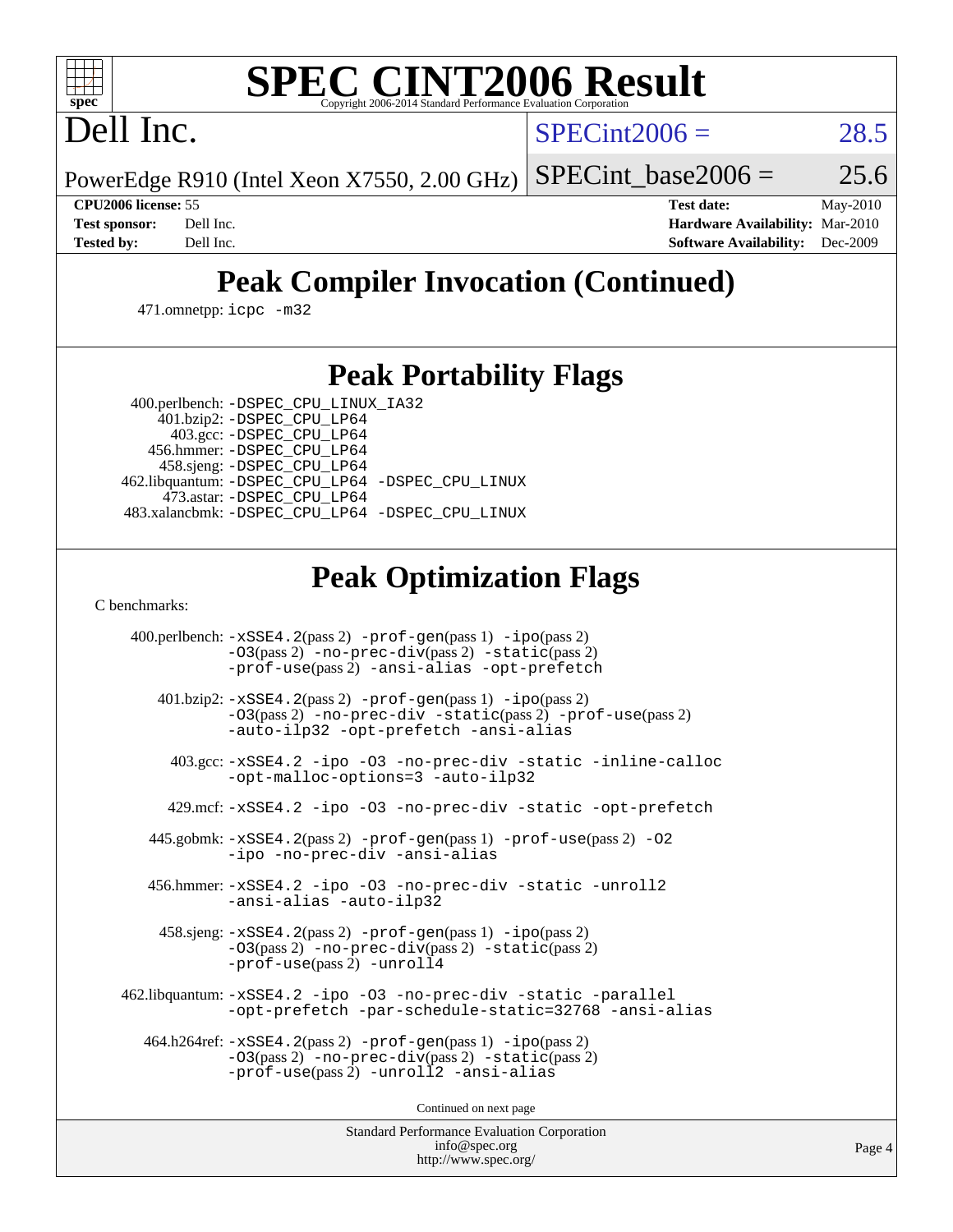# SPEC CINT2006 Result

Copyright 2006-2014 Standard Performance Evaluation Corporation

# Dell Inc.

PowerEdge R910 (Intel Xeon X7550, 2.00 GHz)

SPECint2006 = 28.5

SPECint_base2006 = 25.6

| | | | |
|---|---|---|---|
| **CPU2006 license:** | 55 | **Test date:** | May-2010 |
| **Test sponsor:** | Dell Inc. | **Hardware Availability:** | Mar-2010 |
| **Tested by:** | Dell Inc. | **Software Availability:** | Dec-2009 |

## Peak Compiler Invocation (Continued)

471.omnetpp: icpc -m32

## Peak Portability Flags

400.perlbench: -DSPEC_CPU_LINUX_IA32
401.bzip2: -DSPEC_CPU_LP64
403.gcc: -DSPEC_CPU_LP64
456.hmmer: -DSPEC_CPU_LP64
458.sjeng: -DSPEC_CPU_LP64
462.libquantum: -DSPEC_CPU_LP64 -DSPEC_CPU_LINUX
473.astar: -DSPEC_CPU_LP64
483.xalancbmk: -DSPEC_CPU_LP64 -DSPEC_CPU_LINUX

## Peak Optimization Flags

C benchmarks:

400.perlbench: -xSSE4.2(pass 2) -prof-gen(pass 1) -ipo(pass 2) -O3(pass 2) -no-prec-div(pass 2) -static(pass 2) -prof-use(pass 2) -ansi-alias -opt-prefetch

401.bzip2: -xSSE4.2(pass 2) -prof-gen(pass 1) -ipo(pass 2) -O3(pass 2) -no-prec-div -static(pass 2) -prof-use(pass 2) -auto-ilp32 -opt-prefetch -ansi-alias

403.gcc: -xSSE4.2 -ipo -O3 -no-prec-div -static -inline-calloc -opt-malloc-options=3 -auto-ilp32

429.mcf: -xSSE4.2 -ipo -O3 -no-prec-div -static -opt-prefetch

445.gobmk: -xSSE4.2(pass 2) -prof-gen(pass 1) -prof-use(pass 2) -O2 -ipo -no-prec-div -ansi-alias

456.hmmer: -xSSE4.2 -ipo -O3 -no-prec-div -static -unroll2 -ansi-alias -auto-ilp32

458.sjeng: -xSSE4.2(pass 2) -prof-gen(pass 1) -ipo(pass 2) -O3(pass 2) -no-prec-div(pass 2) -static(pass 2) -prof-use(pass 2) -unroll4

462.libquantum: -xSSE4.2 -ipo -O3 -no-prec-div -static -parallel -opt-prefetch -par-schedule-static=32768 -ansi-alias

464.h264ref: -xSSE4.2(pass 2) -prof-gen(pass 1) -ipo(pass 2) -O3(pass 2) -no-prec-div(pass 2) -static(pass 2) -prof-use(pass 2) -unroll2 -ansi-alias

Continued on next page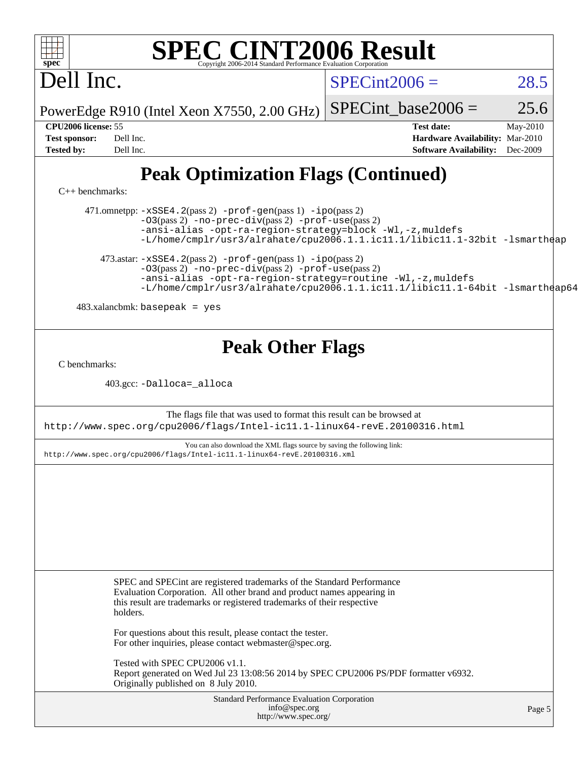# SPEC CINT2006 Result

Copyright 2006-2014 Standard Performance Evaluation Corporation

Dell Inc.

PowerEdge R910 (Intel Xeon X7550, 2.00 GHz)

SPECint2006 = 28.5

SPECint_base2006 = 25.6

**CPU2006 license:** 55
**Test sponsor:** Dell Inc.
**Tested by:** Dell Inc.

**Test date:** May-2010
**Hardware Availability:** Mar-2010
**Software Availability:** Dec-2009

## Peak Optimization Flags (Continued)

C++ benchmarks:

471.omnetpp: `-xSSE4.2`(pass 2) `-prof-gen`(pass 1) `-ipo`(pass 2) `-O3`(pass 2) `-no-prec-div`(pass 2) `-prof-use`(pass 2) `-ansi-alias` `-opt-ra-region-strategy=block` `-Wl,-z,muldefs` `-L/home/cmplr/usr3/alrahate/cpu2006.1.1.ic11.1/libic11.1-32bit` `-lsmartheap`

473.astar: `-xSSE4.2`(pass 2) `-prof-gen`(pass 1) `-ipo`(pass 2) `-O3`(pass 2) `-no-prec-div`(pass 2) `-prof-use`(pass 2) `-ansi-alias` `-opt-ra-region-strategy=routine` `-Wl,-z,muldefs` `-L/home/cmplr/usr3/alrahate/cpu2006.1.1.ic11.1/libic11.1-64bit` `-lsmartheap64`

483.xalancbmk: `basepeak = yes`

## Peak Other Flags

C benchmarks:

403.gcc: `-Dalloca=_alloca`

The flags file that was used to format this result can be browsed at
http://www.spec.org/cpu2006/flags/Intel-ic11.1-linux64-revE.20100316.html

You can also download the XML flags source by saving the following link:
http://www.spec.org/cpu2006/flags/Intel-ic11.1-linux64-revE.20100316.xml

SPEC and SPECint are registered trademarks of the Standard Performance Evaluation Corporation. All other brand and product names appearing in this result are trademarks or registered trademarks of their respective holders.

For questions about this result, please contact the tester.
For other inquiries, please contact webmaster@spec.org.

Tested with SPEC CPU2006 v1.1.
Report generated on Wed Jul 23 13:08:56 2014 by SPEC CPU2006 PS/PDF formatter v6932.
Originally published on 8 July 2010.